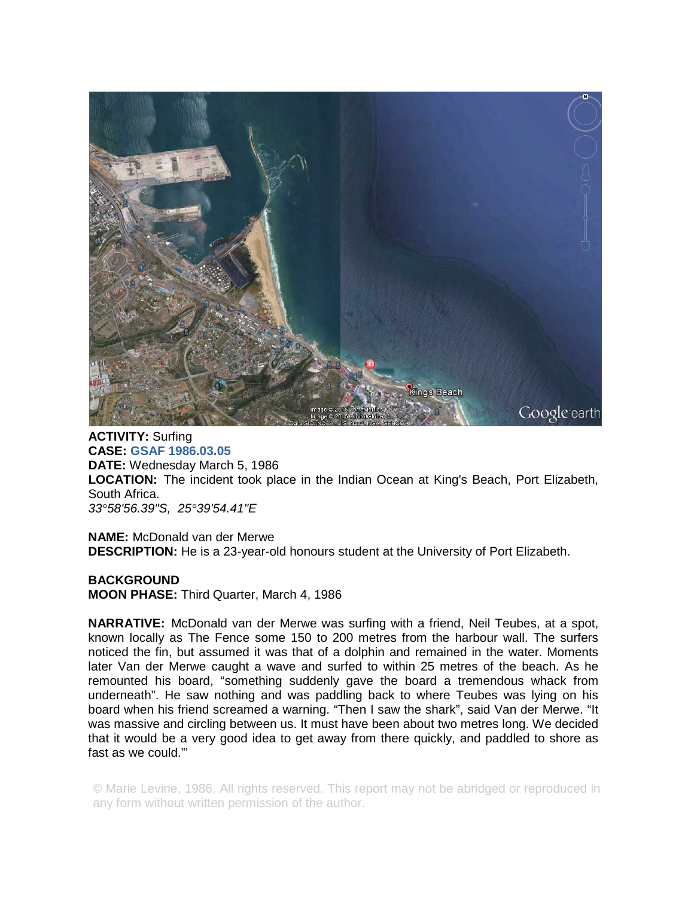**ACTIVITY:** Surfing
**CASE:** **GSAF 1986.03.05**
**DATE:** Wednesday March 5, 1986
**LOCATION:** The incident took place in the Indian Ocean at King's Beach, Port Elizabeth, South Africa.
*33°58'56.39"S, 25°39'54.41"E*

**NAME:** McDonald van der Merwe
**DESCRIPTION:** He is a 23-year-old honours student at the University of Port Elizabeth.

**BACKGROUND**
**MOON PHASE:** Third Quarter, March 4, 1986

**NARRATIVE:** McDonald van der Merwe was surfing with a friend, Neil Teubes, at a spot, known locally as The Fence some 150 to 200 metres from the harbour wall. The surfers noticed the fin, but assumed it was that of a dolphin and remained in the water. Moments later Van der Merwe caught a wave and surfed to within 25 metres of the beach. As he remounted his board, "something suddenly gave the board a tremendous whack from underneath". He saw nothing and was paddling back to where Teubes was lying on his board when his friend screamed a warning. "Then I saw the shark", said Van der Merwe. "It was massive and circling between us. It must have been about two metres long. We decided that it would be a very good idea to get away from there quickly, and paddled to shore as fast as we could."'

© Marie Levine, 1986. All rights reserved. This report may not be abridged or reproduced in any form without written permission of the author.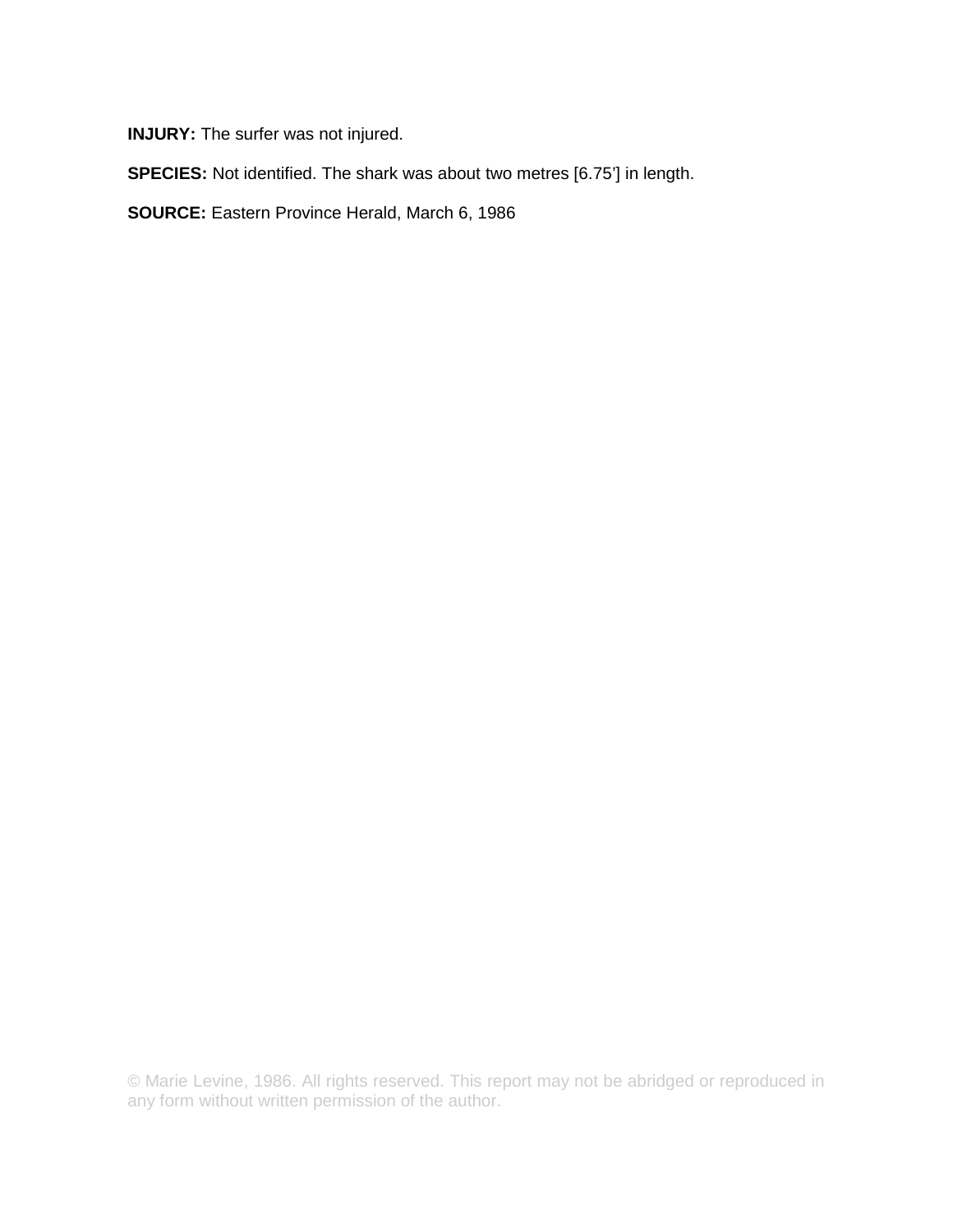**INJURY:** The surfer was not injured.

**SPECIES:** Not identified. The shark was about two metres [6.75'] in length.

**SOURCE:** Eastern Province Herald, March 6, 1986

© Marie Levine, 1986. All rights reserved. This report may not be abridged or reproduced in any form without written permission of the author.